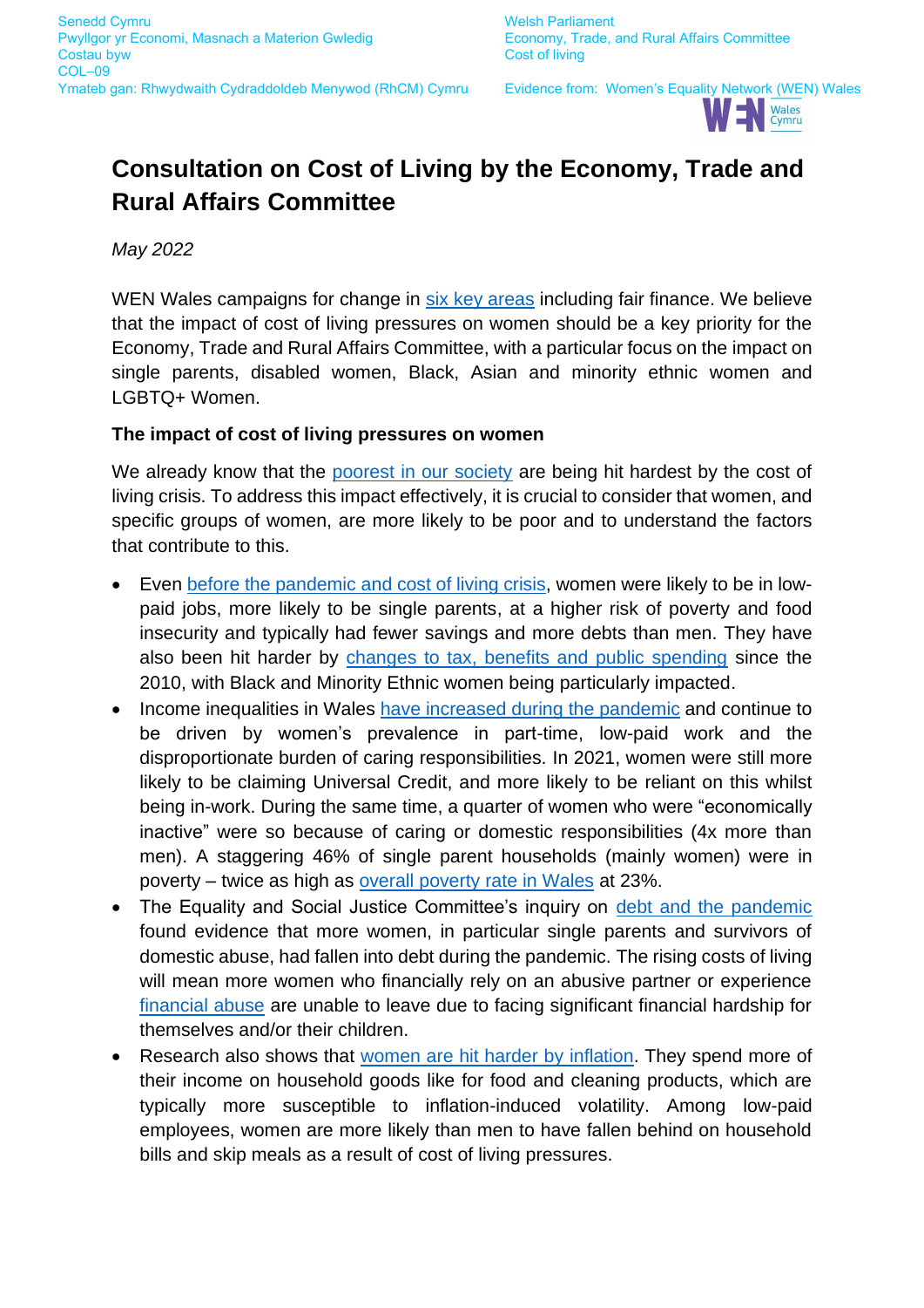Senedd Cymru
Pwyllgor yr Economi, Masnach a Materion Gwledig
Costau byw
COL–09
Ymateb gan: Rhwydwaith Cydraddoldeb Menywod (RhCM) Cymru

Welsh Parliament
Economy, Trade, and Rural Affairs Committee
Cost of living
Evidence from: Women's Equality Network (WEN) Wales

# Consultation on Cost of Living by the Economy, Trade and Rural Affairs Committee

*May 2022*

WEN Wales campaigns for change in six key areas including fair finance. We believe that the impact of cost of living pressures on women should be a key priority for the Economy, Trade and Rural Affairs Committee, with a particular focus on the impact on single parents, disabled women, Black, Asian and minority ethnic women and LGBTQ+ Women.

**The impact of cost of living pressures on women**

We already know that the poorest in our society are being hit hardest by the cost of living crisis. To address this impact effectively, it is crucial to consider that women, and specific groups of women, are more likely to be poor and to understand the factors that contribute to this.

- Even before the pandemic and cost of living crisis, women were likely to be in low-paid jobs, more likely to be single parents, at a higher risk of poverty and food insecurity and typically had fewer savings and more debts than men. They have also been hit harder by changes to tax, benefits and public spending since the 2010, with Black and Minority Ethnic women being particularly impacted.
- Income inequalities in Wales have increased during the pandemic and continue to be driven by women's prevalence in part-time, low-paid work and the disproportionate burden of caring responsibilities. In 2021, women were still more likely to be claiming Universal Credit, and more likely to be reliant on this whilst being in-work. During the same time, a quarter of women who were "economically inactive" were so because of caring or domestic responsibilities (4x more than men). A staggering 46% of single parent households (mainly women) were in poverty – twice as high as overall poverty rate in Wales at 23%.
- The Equality and Social Justice Committee's inquiry on debt and the pandemic found evidence that more women, in particular single parents and survivors of domestic abuse, had fallen into debt during the pandemic. The rising costs of living will mean more women who financially rely on an abusive partner or experience financial abuse are unable to leave due to facing significant financial hardship for themselves and/or their children.
- Research also shows that women are hit harder by inflation. They spend more of their income on household goods like for food and cleaning products, which are typically more susceptible to inflation-induced volatility. Among low-paid employees, women are more likely than men to have fallen behind on household bills and skip meals as a result of cost of living pressures.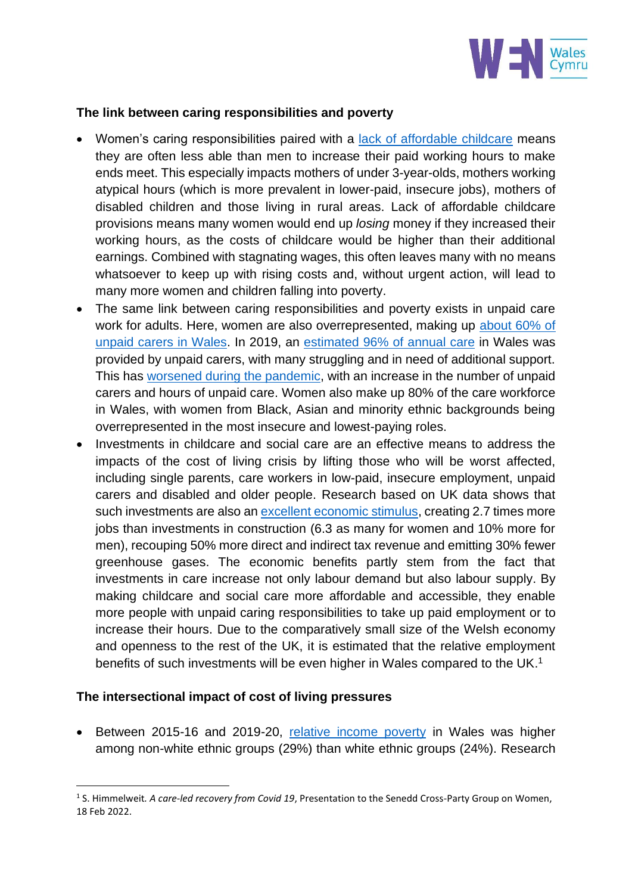## The link between caring responsibilities and poverty

- Women's caring responsibilities paired with a lack of affordable childcare means they are often less able than men to increase their paid working hours to make ends meet. This especially impacts mothers of under 3-year-olds, mothers working atypical hours (which is more prevalent in lower-paid, insecure jobs), mothers of disabled children and those living in rural areas. Lack of affordable childcare provisions means many women would end up *losing* money if they increased their working hours, as the costs of childcare would be higher than their additional earnings. Combined with stagnating wages, this often leaves many with no means whatsoever to keep up with rising costs and, without urgent action, will lead to many more women and children falling into poverty.
- The same link between caring responsibilities and poverty exists in unpaid care work for adults. Here, women are also overrepresented, making up about 60% of unpaid carers in Wales. In 2019, an estimated 96% of annual care in Wales was provided by unpaid carers, with many struggling and in need of additional support. This has worsened during the pandemic, with an increase in the number of unpaid carers and hours of unpaid care. Women also make up 80% of the care workforce in Wales, with women from Black, Asian and minority ethnic backgrounds being overrepresented in the most insecure and lowest-paying roles.
- Investments in childcare and social care are an effective means to address the impacts of the cost of living crisis by lifting those who will be worst affected, including single parents, care workers in low-paid, insecure employment, unpaid carers and disabled and older people. Research based on UK data shows that such investments are also an excellent economic stimulus, creating 2.7 times more jobs than investments in construction (6.3 as many for women and 10% more for men), recouping 50% more direct and indirect tax revenue and emitting 30% fewer greenhouse gases. The economic benefits partly stem from the fact that investments in care increase not only labour demand but also labour supply. By making childcare and social care more affordable and accessible, they enable more people with unpaid caring responsibilities to take up paid employment or to increase their hours. Due to the comparatively small size of the Welsh economy and openness to the rest of the UK, it is estimated that the relative employment benefits of such investments will be even higher in Wales compared to the UK.[1]

## The intersectional impact of cost of living pressures

- Between 2015-16 and 2019-20, relative income poverty in Wales was higher among non-white ethnic groups (29%) than white ethnic groups (24%). Research

[1] S. Himmelweit. *A care-led recovery from Covid 19*, Presentation to the Senedd Cross-Party Group on Women, 18 Feb 2022.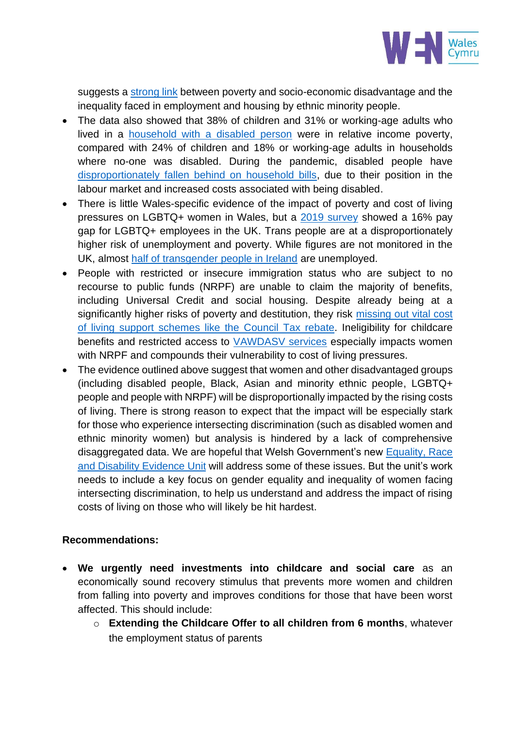suggests a strong link between poverty and socio-economic disadvantage and the inequality faced in employment and housing by ethnic minority people.

- The data also showed that 38% of children and 31% or working-age adults who lived in a household with a disabled person were in relative income poverty, compared with 24% of children and 18% or working-age adults in households where no-one was disabled. During the pandemic, disabled people have disproportionately fallen behind on household bills, due to their position in the labour market and increased costs associated with being disabled.
- There is little Wales-specific evidence of the impact of poverty and cost of living pressures on LGBTQ+ women in Wales, but a 2019 survey showed a 16% pay gap for LGBTQ+ employees in the UK. Trans people are at a disproportionately higher risk of unemployment and poverty. While figures are not monitored in the UK, almost half of transgender people in Ireland are unemployed.
- People with restricted or insecure immigration status who are subject to no recourse to public funds (NRPF) are unable to claim the majority of benefits, including Universal Credit and social housing. Despite already being at a significantly higher risks of poverty and destitution, they risk missing out vital cost of living support schemes like the Council Tax rebate. Ineligibility for childcare benefits and restricted access to VAWDASV services especially impacts women with NRPF and compounds their vulnerability to cost of living pressures.
- The evidence outlined above suggest that women and other disadvantaged groups (including disabled people, Black, Asian and minority ethnic people, LGBTQ+ people and people with NRPF) will be disproportionally impacted by the rising costs of living. There is strong reason to expect that the impact will be especially stark for those who experience intersecting discrimination (such as disabled women and ethnic minority women) but analysis is hindered by a lack of comprehensive disaggregated data. We are hopeful that Welsh Government's new Equality, Race and Disability Evidence Unit will address some of these issues. But the unit's work needs to include a key focus on gender equality and inequality of women facing intersecting discrimination, to help us understand and address the impact of rising costs of living on those who will likely be hit hardest.

**Recommendations:**

- **We urgently need investments into childcare and social care** as an economically sound recovery stimulus that prevents more women and children from falling into poverty and improves conditions for those that have been worst affected. This should include:
    - **Extending the Childcare Offer to all children from 6 months**, whatever the employment status of parents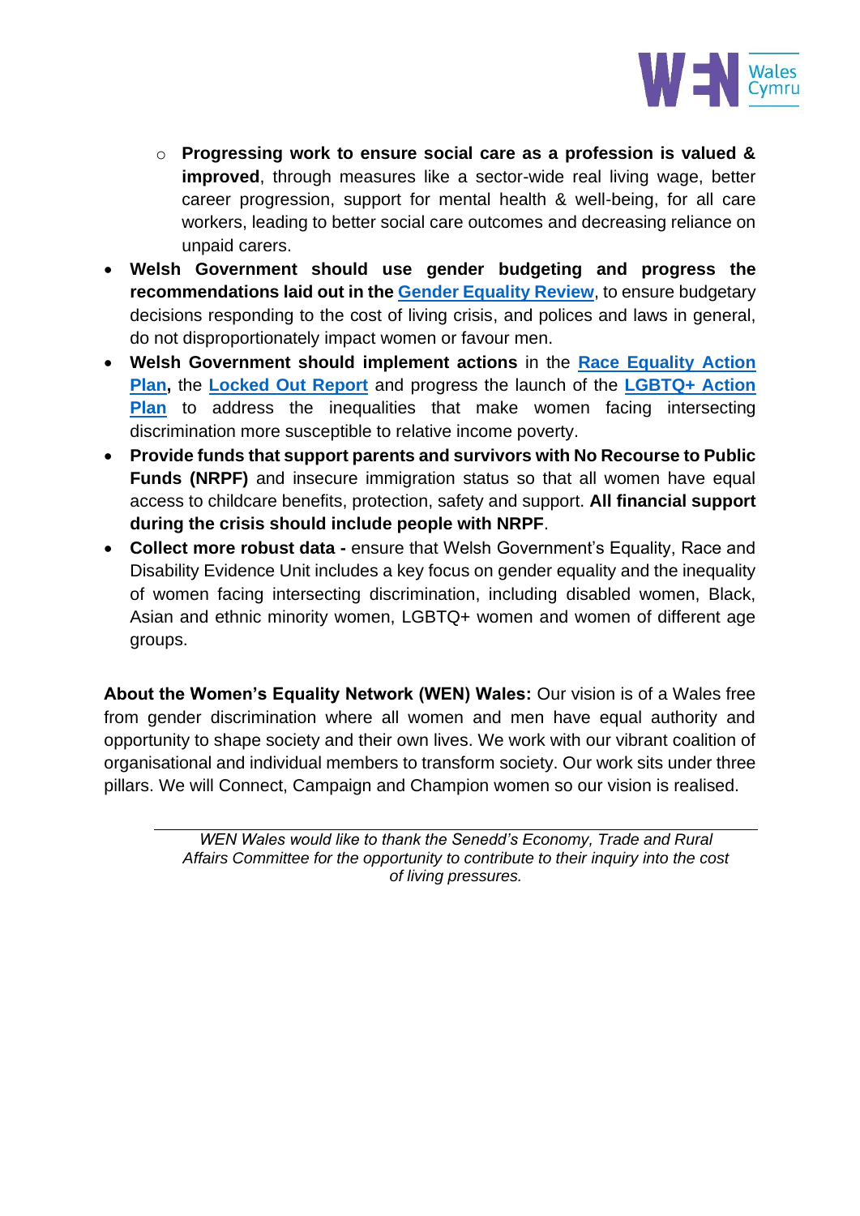- **Progressing work to ensure social care as a profession is valued & improved**, through measures like a sector-wide real living wage, better career progression, support for mental health & well-being, for all care workers, leading to better social care outcomes and decreasing reliance on unpaid carers.
- **Welsh Government should use gender budgeting and progress the recommendations laid out in the Gender Equality Review**, to ensure budgetary decisions responding to the cost of living crisis, and polices and laws in general, do not disproportionately impact women or favour men.
- **Welsh Government should implement actions** in the **Race Equality Action Plan,** the **Locked Out Report** and progress the launch of the **LGBTQ+ Action Plan** to address the inequalities that make women facing intersecting discrimination more susceptible to relative income poverty.
- **Provide funds that support parents and survivors with No Recourse to Public Funds (NRPF)** and insecure immigration status so that all women have equal access to childcare benefits, protection, safety and support. **All financial support during the crisis should include people with NRPF**.
- **Collect more robust data -** ensure that Welsh Government's Equality, Race and Disability Evidence Unit includes a key focus on gender equality and the inequality of women facing intersecting discrimination, including disabled women, Black, Asian and ethnic minority women, LGBTQ+ women and women of different age groups.

**About the Women's Equality Network (WEN) Wales:** Our vision is of a Wales free from gender discrimination where all women and men have equal authority and opportunity to shape society and their own lives. We work with our vibrant coalition of organisational and individual members to transform society. Our work sits under three pillars. We will Connect, Campaign and Champion women so our vision is realised.

---

*WEN Wales would like to thank the Senedd's Economy, Trade and Rural Affairs Committee for the opportunity to contribute to their inquiry into the cost of living pressures.*